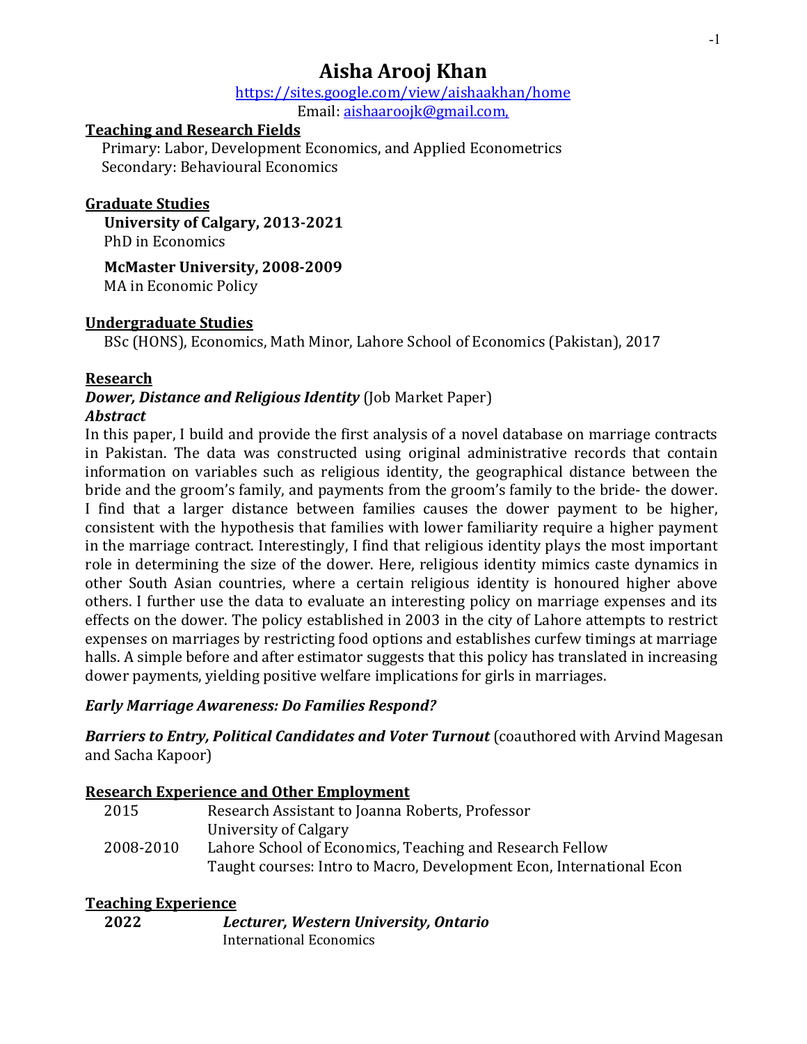# Aisha Arooj Khan

https://sites.google.com/view/aishaakhan/home

Email: aishaaroojk@gmail.com,

## Teaching and Research Fields

Primary: Labor, Development Economics, and Applied Econometrics

Secondary: Behavioural Economics

## Graduate Studies

**University of Calgary, 2013-2021**

PhD in Economics

**McMaster University, 2008-2009**

MA in Economic Policy

## Undergraduate Studies

BSc (HONS), Economics, Math Minor, Lahore School of Economics (Pakistan), 2017

## Research

***Dower, Distance and Religious Identity*** (Job Market Paper)

***Abstract***

In this paper, I build and provide the first analysis of a novel database on marriage contracts in Pakistan. The data was constructed using original administrative records that contain information on variables such as religious identity, the geographical distance between the bride and the groom's family, and payments from the groom's family to the bride- the dower. I find that a larger distance between families causes the dower payment to be higher, consistent with the hypothesis that families with lower familiarity require a higher payment in the marriage contract. Interestingly, I find that religious identity plays the most important role in determining the size of the dower. Here, religious identity mimics caste dynamics in other South Asian countries, where a certain religious identity is honoured higher above others. I further use the data to evaluate an interesting policy on marriage expenses and its effects on the dower. The policy established in 2003 in the city of Lahore attempts to restrict expenses on marriages by restricting food options and establishes curfew timings at marriage halls. A simple before and after estimator suggests that this policy has translated in increasing dower payments, yielding positive welfare implications for girls in marriages.

***Early Marriage Awareness: Do Families Respond?***

***Barriers to Entry, Political Candidates and Voter Turnout*** (coauthored with Arvind Magesan and Sacha Kapoor)

## Research Experience and Other Employment

| | |
|---|---|
| 2015 | Research Assistant to Joanna Roberts, Professor<br>University of Calgary |
| 2008-2010 | Lahore School of Economics, Teaching and Research Fellow<br>Taught courses: Intro to Macro, Development Econ, International Econ |

## Teaching Experience

| | |
|---|---|
| **2022** | ***Lecturer, Western University, Ontario***<br>International Economics |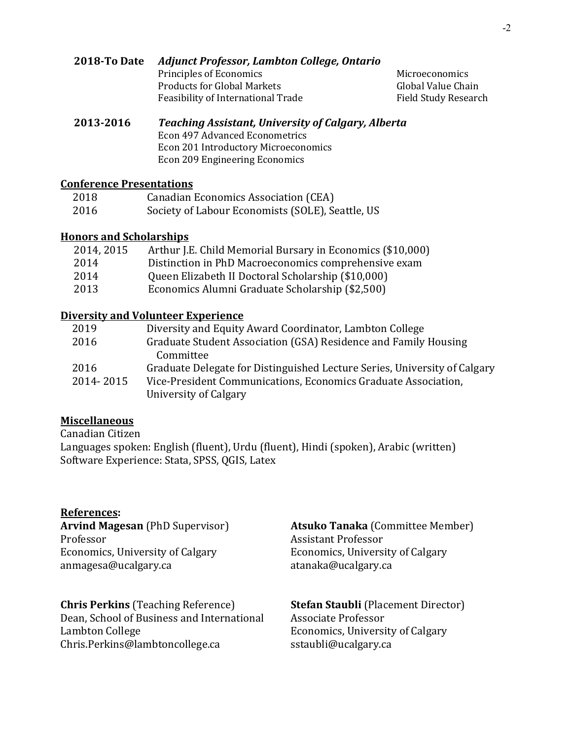**2018-To Date** ***Adjunct Professor, Lambton College, Ontario***

Principles of Economics
Products for Global Markets
Feasibility of International Trade
Microeconomics
Global Value Chain
Field Study Research

**2013-2016** ***Teaching Assistant, University of Calgary, Alberta***

Econ 497 Advanced Econometrics
Econ 201 Introductory Microeconomics
Econ 209 Engineering Economics

## Conference Presentations

| | |
|---|---|
| 2018 | Canadian Economics Association (CEA) |
| 2016 | Society of Labour Economists (SOLE), Seattle, US |

## Honors and Scholarships

| | |
|---|---|
| 2014, 2015 | Arthur J.E. Child Memorial Bursary in Economics ($10,000) |
| 2014 | Distinction in PhD Macroeconomics comprehensive exam |
| 2014 | Queen Elizabeth II Doctoral Scholarship ($10,000) |
| 2013 | Economics Alumni Graduate Scholarship ($2,500) |

## Diversity and Volunteer Experience

| | |
|---|---|
| 2019 | Diversity and Equity Award Coordinator, Lambton College |
| 2016 | Graduate Student Association (GSA) Residence and Family Housing Committee |
| 2016 | Graduate Delegate for Distinguished Lecture Series, University of Calgary |
| 2014- 2015 | Vice-President Communications, Economics Graduate Association, University of Calgary |

## Miscellaneous

Canadian Citizen
Languages spoken: English (fluent), Urdu (fluent), Hindi (spoken), Arabic (written)
Software Experience: Stata, SPSS, QGIS, Latex

## References:

**Arvind Magesan** (PhD Supervisor)
Professor
Economics, University of Calgary
anmagesa@ucalgary.ca

**Atsuko Tanaka** (Committee Member)
Assistant Professor
Economics, University of Calgary
atanaka@ucalgary.ca

**Chris Perkins** (Teaching Reference)
Dean, School of Business and International
Lambton College
Chris.Perkins@lambtoncollege.ca

**Stefan Staubli** (Placement Director)
Associate Professor
Economics, University of Calgary
sstaubli@ucalgary.ca